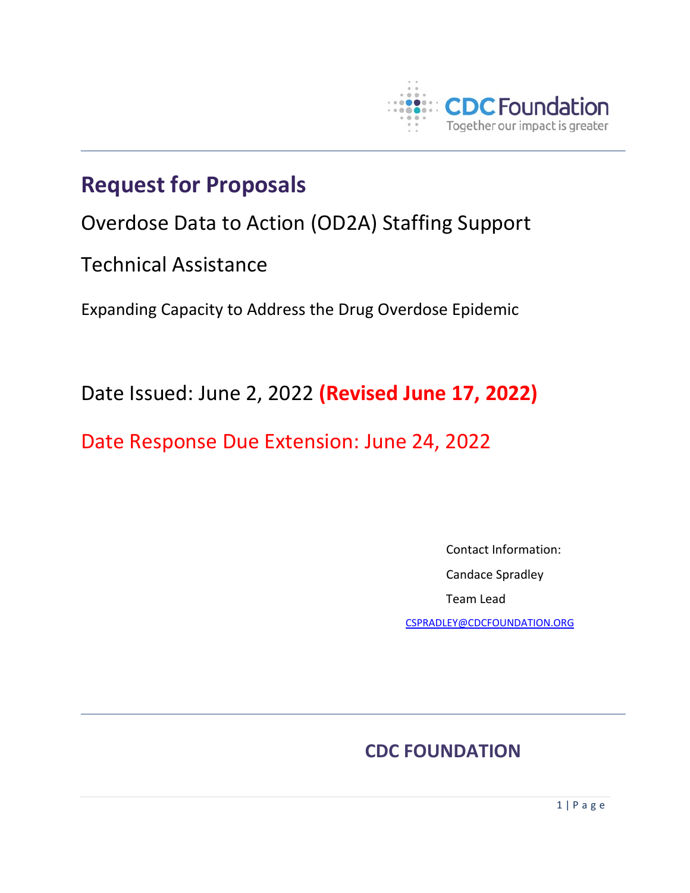CDC Foundation

Together our impact is greater

# Request for Proposals

## Overdose Data to Action (OD2A) Staffing Support

## Technical Assistance

Expanding Capacity to Address the Drug Overdose Epidemic

Date Issued: June 2, 2022 **(Revised June 17, 2022)**

Date Response Due Extension: June 24, 2022

Contact Information:

Candace Spradley

Team Lead

CSPRADLEY@CDCFOUNDATION.ORG

**CDC FOUNDATION**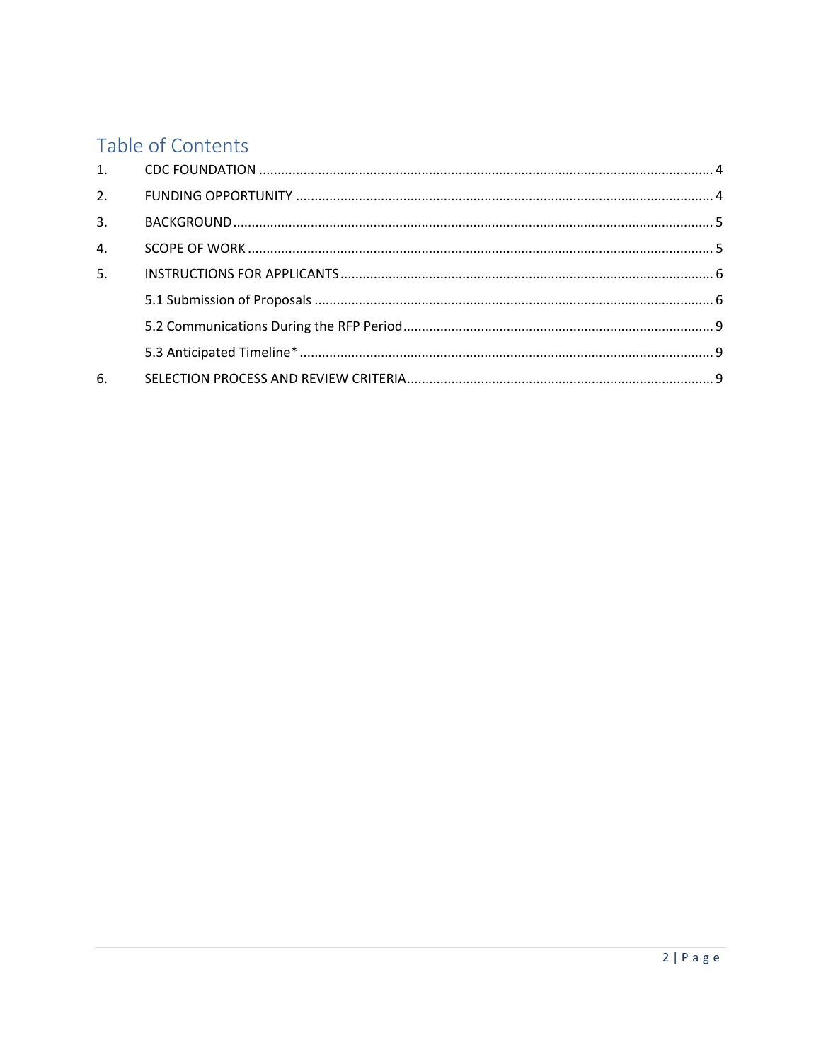## Table of Contents

1. CDC FOUNDATION .......... 4
2. FUNDING OPPORTUNITY .......... 4
3. BACKGROUND .......... 5
4. SCOPE OF WORK .......... 5
5. INSTRUCTIONS FOR APPLICANTS .......... 6
   - 5.1 Submission of Proposals .......... 6
   - 5.2 Communications During the RFP Period .......... 9
   - 5.3 Anticipated Timeline* .......... 9
6. SELECTION PROCESS AND REVIEW CRITERIA .......... 9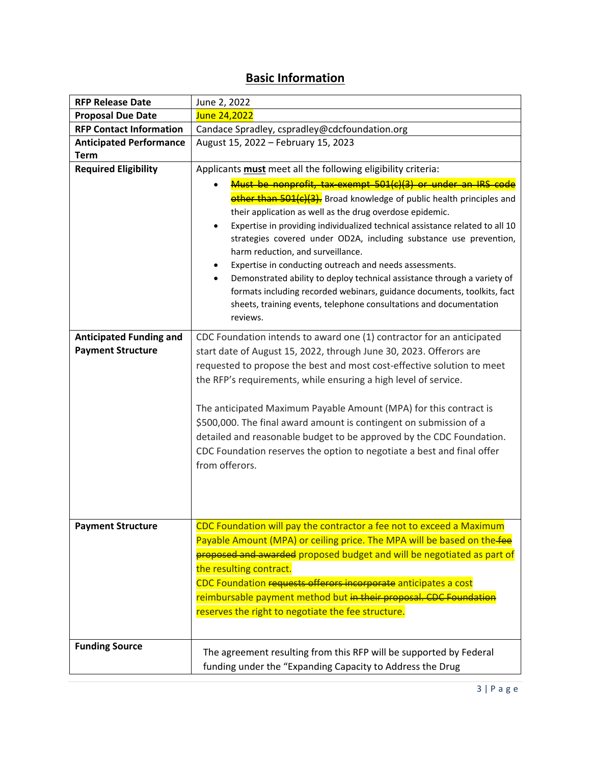# Basic Information

| | |
|---|---|
| **RFP Release Date** | June 2, 2022 |
| **Proposal Due Date** | June 24,2022 |
| **RFP Contact Information** | Candace Spradley, cspradley@cdcfoundation.org |
| **Anticipated Performance Term** | August 15, 2022 – February 15, 2023 |
| **Required Eligibility** | Applicants **must** meet all the following eligibility criteria:<br>• ~~Must be nonprofit, tax-exempt 501(c)(3) or under an IRS code other than 501(c)(3).~~ Broad knowledge of public health principles and their application as well as the drug overdose epidemic.<br>• Expertise in providing individualized technical assistance related to all 10 strategies covered under OD2A, including substance use prevention, harm reduction, and surveillance.<br>• Expertise in conducting outreach and needs assessments.<br>• Demonstrated ability to deploy technical assistance through a variety of formats including recorded webinars, guidance documents, toolkits, fact sheets, training events, telephone consultations and documentation reviews. |
| **Anticipated Funding and Payment Structure** | CDC Foundation intends to award one (1) contractor for an anticipated start date of August 15, 2022, through June 30, 2023. Offerors are requested to propose the best and most cost-effective solution to meet the RFP's requirements, while ensuring a high level of service.<br><br>The anticipated Maximum Payable Amount (MPA) for this contract is $500,000. The final award amount is contingent on submission of a detailed and reasonable budget to be approved by the CDC Foundation. CDC Foundation reserves the option to negotiate a best and final offer from offerors. |
| **Payment Structure** | CDC Foundation will pay the contractor a fee not to exceed a Maximum Payable Amount (MPA) or ceiling price. The MPA will be based on the ~~fee proposed and awarded~~ proposed budget and will be negotiated as part of the resulting contract.<br>CDC Foundation ~~requests offerors incorporate~~ anticipates a cost reimbursable payment method but ~~in their proposal. CDC Foundation~~ reserves the right to negotiate the fee structure. |
| **Funding Source** | The agreement resulting from this RFP will be supported by Federal funding under the "Expanding Capacity to Address the Drug |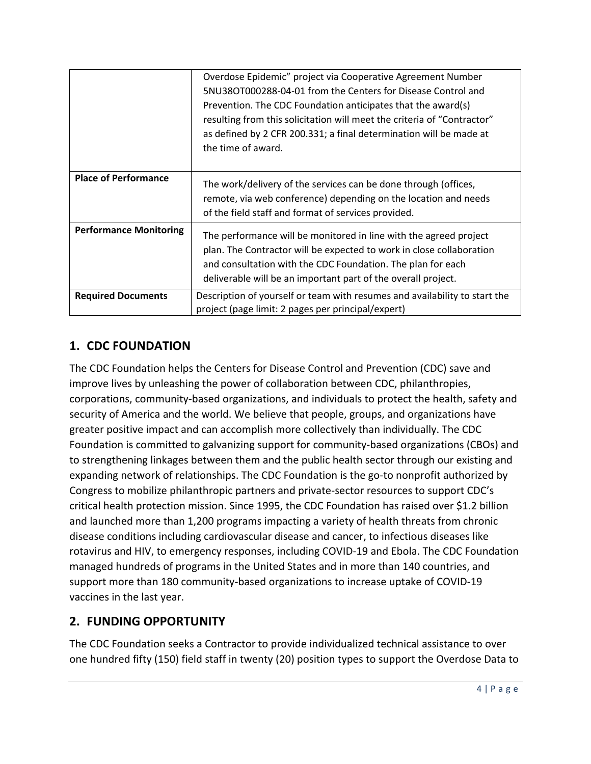| | |
|---|---|
| | Overdose Epidemic" project via Cooperative Agreement Number 5NU38OT000288-04-01 from the Centers for Disease Control and Prevention. The CDC Foundation anticipates that the award(s) resulting from this solicitation will meet the criteria of "Contractor" as defined by 2 CFR 200.331; a final determination will be made at the time of award. |
| **Place of Performance** | The work/delivery of the services can be done through (offices, remote, via web conference) depending on the location and needs of the field staff and format of services provided. |
| **Performance Monitoring** | The performance will be monitored in line with the agreed project plan. The Contractor will be expected to work in close collaboration and consultation with the CDC Foundation. The plan for each deliverable will be an important part of the overall project. |
| **Required Documents** | Description of yourself or team with resumes and availability to start the project (page limit: 2 pages per principal/expert) |

## 1. CDC FOUNDATION

The CDC Foundation helps the Centers for Disease Control and Prevention (CDC) save and improve lives by unleashing the power of collaboration between CDC, philanthropies, corporations, community-based organizations, and individuals to protect the health, safety and security of America and the world. We believe that people, groups, and organizations have greater positive impact and can accomplish more collectively than individually. The CDC Foundation is committed to galvanizing support for community-based organizations (CBOs) and to strengthening linkages between them and the public health sector through our existing and expanding network of relationships. The CDC Foundation is the go-to nonprofit authorized by Congress to mobilize philanthropic partners and private-sector resources to support CDC's critical health protection mission. Since 1995, the CDC Foundation has raised over $1.2 billion and launched more than 1,200 programs impacting a variety of health threats from chronic disease conditions including cardiovascular disease and cancer, to infectious diseases like rotavirus and HIV, to emergency responses, including COVID-19 and Ebola. The CDC Foundation managed hundreds of programs in the United States and in more than 140 countries, and support more than 180 community-based organizations to increase uptake of COVID-19 vaccines in the last year.

## 2. FUNDING OPPORTUNITY

The CDC Foundation seeks a Contractor to provide individualized technical assistance to over one hundred fifty (150) field staff in twenty (20) position types to support the Overdose Data to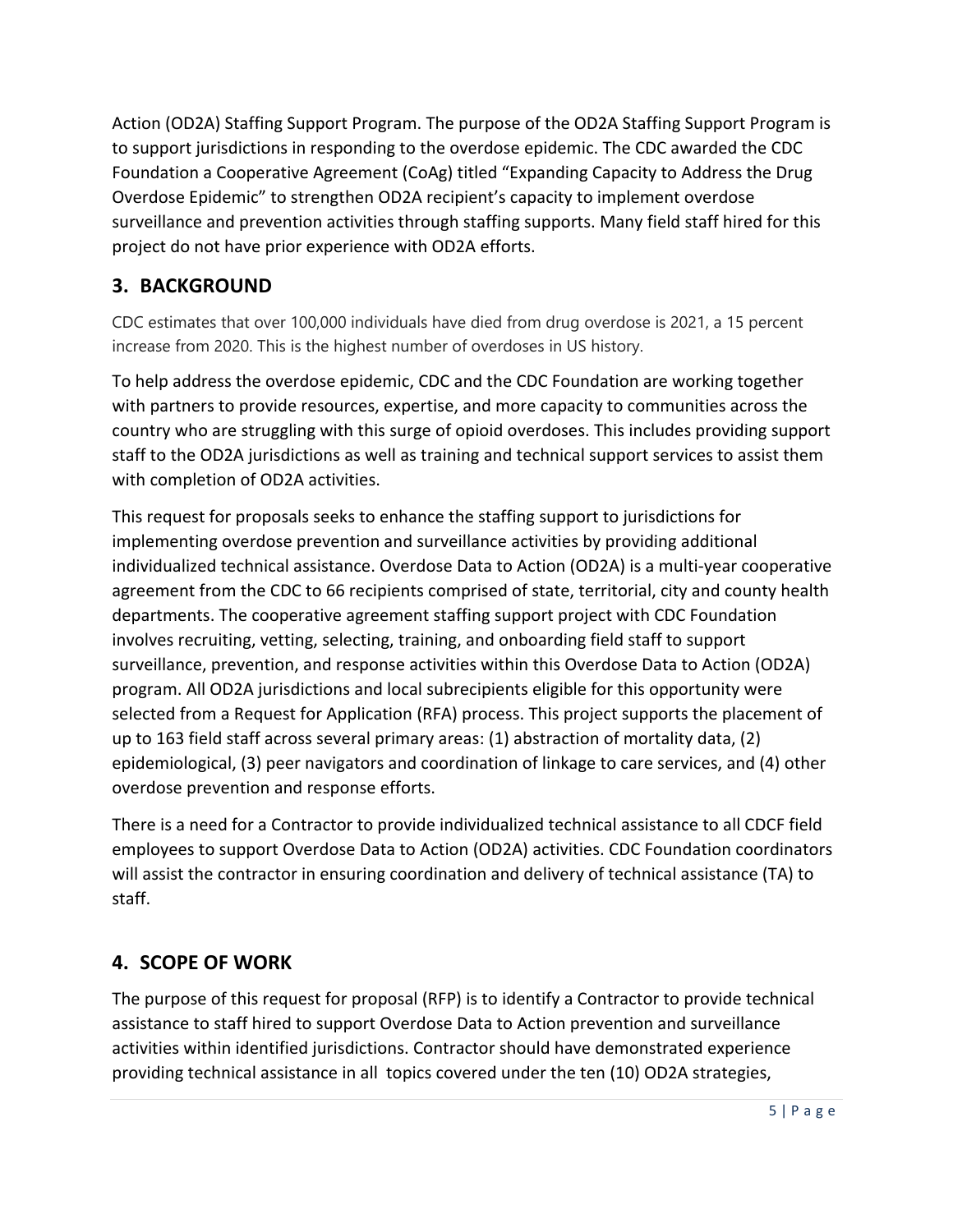Action (OD2A) Staffing Support Program. The purpose of the OD2A Staffing Support Program is to support jurisdictions in responding to the overdose epidemic. The CDC awarded the CDC Foundation a Cooperative Agreement (CoAg) titled “Expanding Capacity to Address the Drug Overdose Epidemic” to strengthen OD2A recipient’s capacity to implement overdose surveillance and prevention activities through staffing supports. Many field staff hired for this project do not have prior experience with OD2A efforts.

## 3. BACKGROUND

CDC estimates that over 100,000 individuals have died from drug overdose is 2021, a 15 percent increase from 2020. This is the highest number of overdoses in US history.

To help address the overdose epidemic, CDC and the CDC Foundation are working together with partners to provide resources, expertise, and more capacity to communities across the country who are struggling with this surge of opioid overdoses. This includes providing support staff to the OD2A jurisdictions as well as training and technical support services to assist them with completion of OD2A activities.

This request for proposals seeks to enhance the staffing support to jurisdictions for implementing overdose prevention and surveillance activities by providing additional individualized technical assistance. Overdose Data to Action (OD2A) is a multi-year cooperative agreement from the CDC to 66 recipients comprised of state, territorial, city and county health departments. The cooperative agreement staffing support project with CDC Foundation involves recruiting, vetting, selecting, training, and onboarding field staff to support surveillance, prevention, and response activities within this Overdose Data to Action (OD2A) program. All OD2A jurisdictions and local subrecipients eligible for this opportunity were selected from a Request for Application (RFA) process. This project supports the placement of up to 163 field staff across several primary areas: (1) abstraction of mortality data, (2) epidemiological, (3) peer navigators and coordination of linkage to care services, and (4) other overdose prevention and response efforts.

There is a need for a Contractor to provide individualized technical assistance to all CDCF field employees to support Overdose Data to Action (OD2A) activities. CDC Foundation coordinators will assist the contractor in ensuring coordination and delivery of technical assistance (TA) to staff.

## 4. SCOPE OF WORK

The purpose of this request for proposal (RFP) is to identify a Contractor to provide technical assistance to staff hired to support Overdose Data to Action prevention and surveillance activities within identified jurisdictions. Contractor should have demonstrated experience providing technical assistance in all topics covered under the ten (10) OD2A strategies,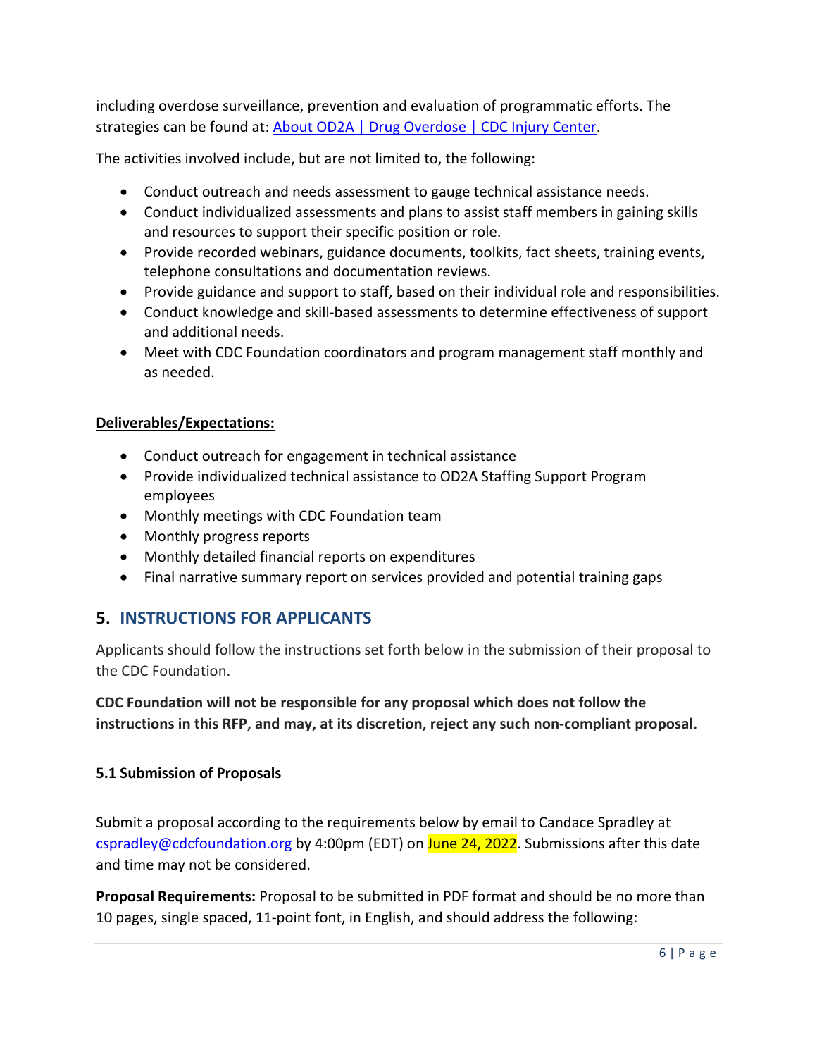including overdose surveillance, prevention and evaluation of programmatic efforts. The strategies can be found at: [About OD2A | Drug Overdose | CDC Injury Center](About OD2A | Drug Overdose | CDC Injury Center).

The activities involved include, but are not limited to, the following:

- Conduct outreach and needs assessment to gauge technical assistance needs.
- Conduct individualized assessments and plans to assist staff members in gaining skills and resources to support their specific position or role.
- Provide recorded webinars, guidance documents, toolkits, fact sheets, training events, telephone consultations and documentation reviews.
- Provide guidance and support to staff, based on their individual role and responsibilities.
- Conduct knowledge and skill-based assessments to determine effectiveness of support and additional needs.
- Meet with CDC Foundation coordinators and program management staff monthly and as needed.

**Deliverables/Expectations:**

- Conduct outreach for engagement in technical assistance
- Provide individualized technical assistance to OD2A Staffing Support Program employees
- Monthly meetings with CDC Foundation team
- Monthly progress reports
- Monthly detailed financial reports on expenditures
- Final narrative summary report on services provided and potential training gaps

## 5. INSTRUCTIONS FOR APPLICANTS

Applicants should follow the instructions set forth below in the submission of their proposal to the CDC Foundation.

**CDC Foundation will not be responsible for any proposal which does not follow the instructions in this RFP, and may, at its discretion, reject any such non-compliant proposal.**

### 5.1 Submission of Proposals

Submit a proposal according to the requirements below by email to Candace Spradley at cspradley@cdcfoundation.org by 4:00pm (EDT) on June 24, 2022. Submissions after this date and time may not be considered.

**Proposal Requirements:** Proposal to be submitted in PDF format and should be no more than 10 pages, single spaced, 11-point font, in English, and should address the following: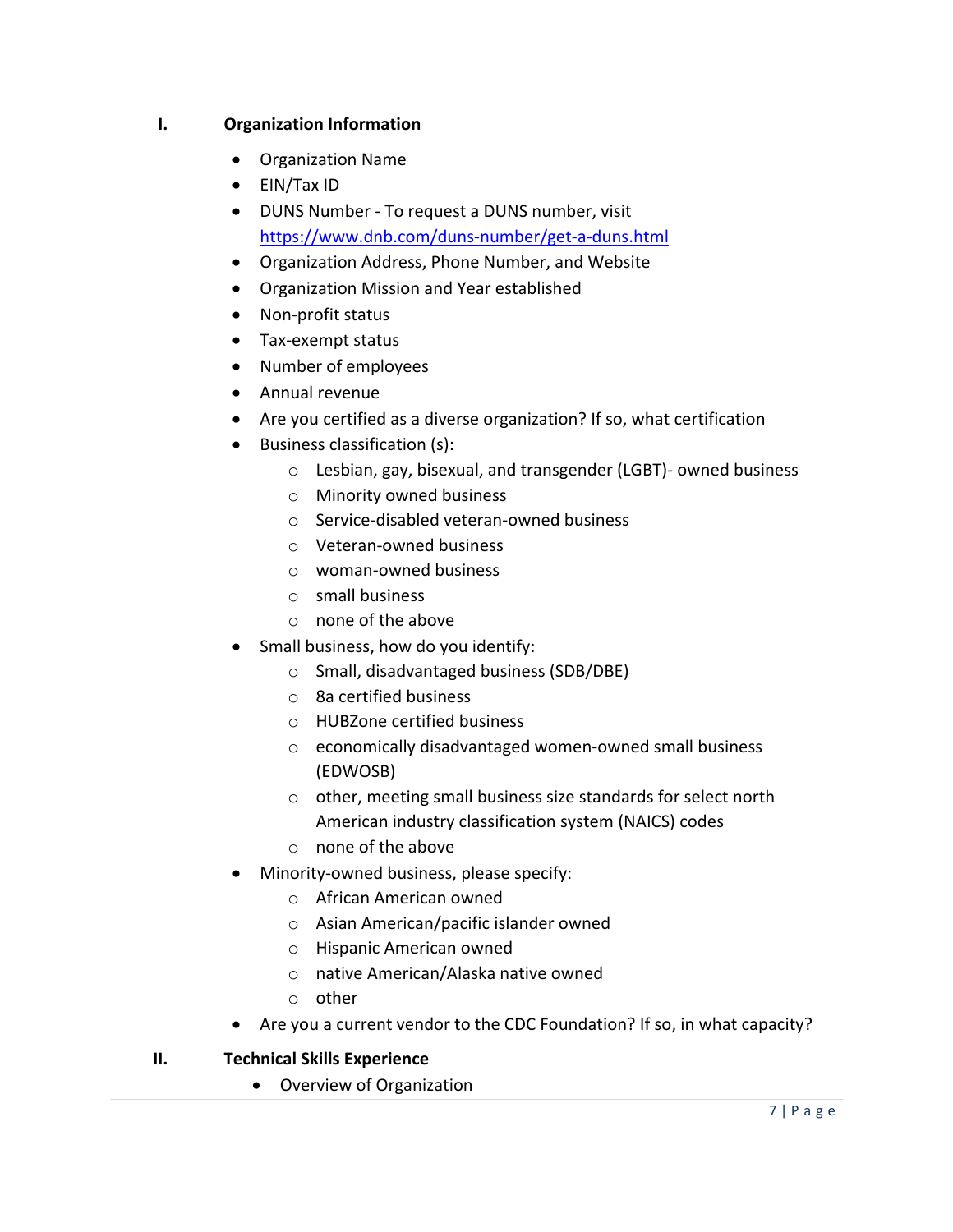## I. Organization Information

- Organization Name
- EIN/Tax ID
- DUNS Number - To request a DUNS number, visit https://www.dnb.com/duns-number/get-a-duns.html
- Organization Address, Phone Number, and Website
- Organization Mission and Year established
- Non-profit status
- Tax-exempt status
- Number of employees
- Annual revenue
- Are you certified as a diverse organization? If so, what certification
- Business classification (s):
  - Lesbian, gay, bisexual, and transgender (LGBT)- owned business
  - Minority owned business
  - Service-disabled veteran-owned business
  - Veteran-owned business
  - woman-owned business
  - small business
  - none of the above
- Small business, how do you identify:
  - Small, disadvantaged business (SDB/DBE)
  - 8a certified business
  - HUBZone certified business
  - economically disadvantaged women-owned small business (EDWOSB)
  - other, meeting small business size standards for select north American industry classification system (NAICS) codes
  - none of the above
- Minority-owned business, please specify:
  - African American owned
  - Asian American/pacific islander owned
  - Hispanic American owned
  - native American/Alaska native owned
  - other
- Are you a current vendor to the CDC Foundation? If so, in what capacity?

## II. Technical Skills Experience

- Overview of Organization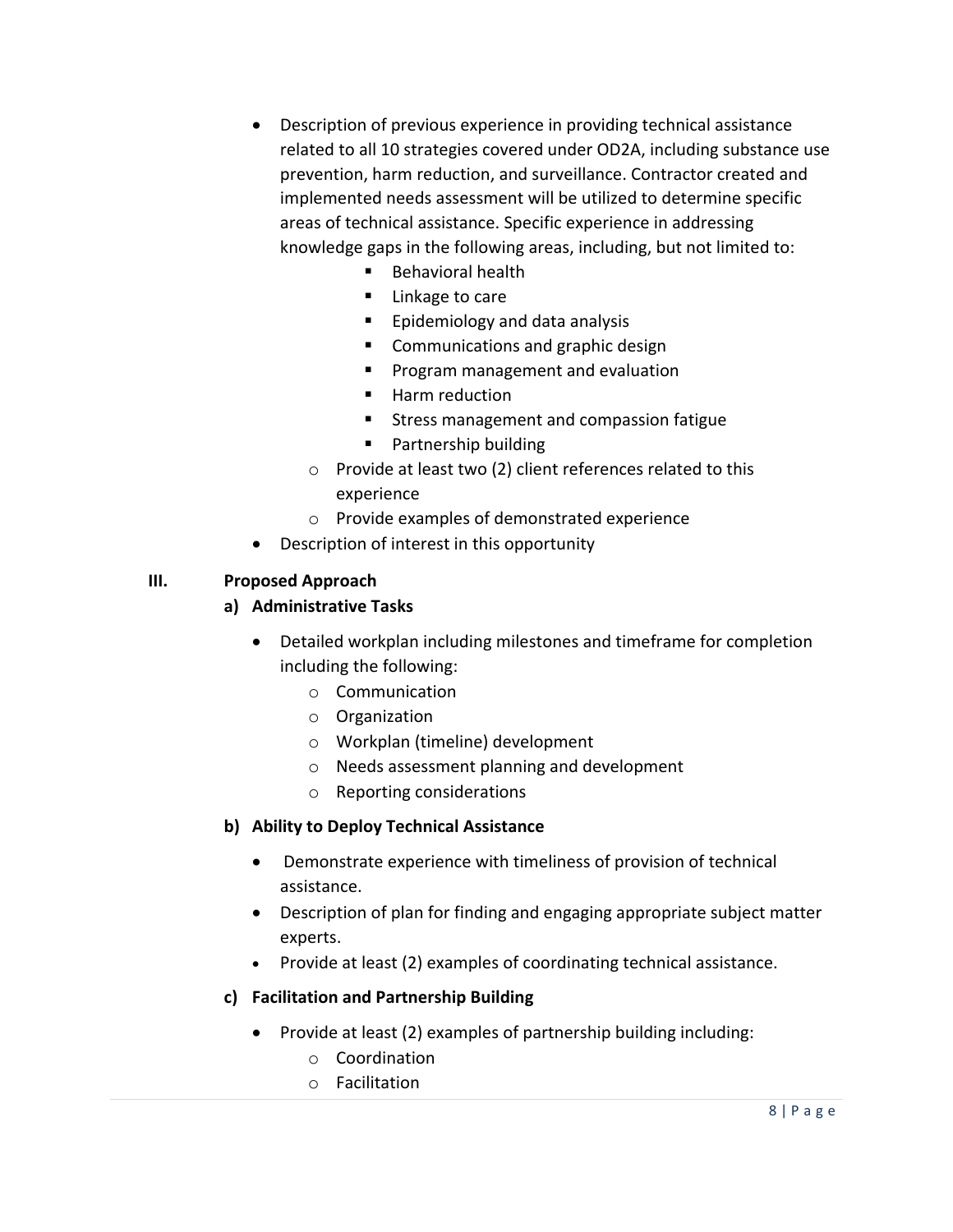- Description of previous experience in providing technical assistance related to all 10 strategies covered under OD2A, including substance use prevention, harm reduction, and surveillance. Contractor created and implemented needs assessment will be utilized to determine specific areas of technical assistance. Specific experience in addressing knowledge gaps in the following areas, including, but not limited to:
    - Behavioral health
    - Linkage to care
    - Epidemiology and data analysis
    - Communications and graphic design
    - Program management and evaluation
    - Harm reduction
    - Stress management and compassion fatigue
    - Partnership building
  - Provide at least two (2) client references related to this experience
  - Provide examples of demonstrated experience
- Description of interest in this opportunity

## III. Proposed Approach

### a) Administrative Tasks

- Detailed workplan including milestones and timeframe for completion including the following:
  - Communication
  - Organization
  - Workplan (timeline) development
  - Needs assessment planning and development
  - Reporting considerations

### b) Ability to Deploy Technical Assistance

- Demonstrate experience with timeliness of provision of technical assistance.
- Description of plan for finding and engaging appropriate subject matter experts.
- Provide at least (2) examples of coordinating technical assistance.

### c) Facilitation and Partnership Building

- Provide at least (2) examples of partnership building including:
  - Coordination
  - Facilitation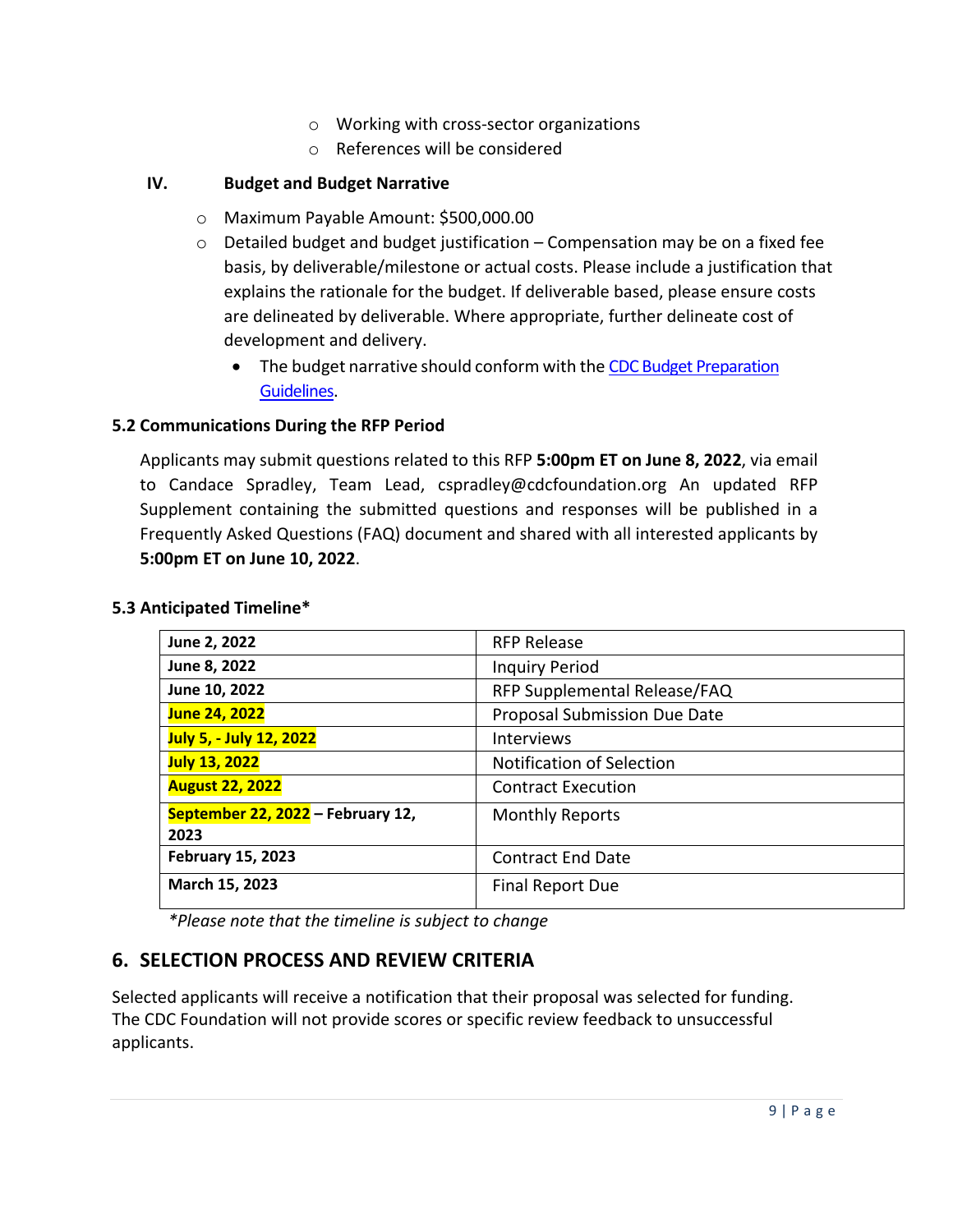- Working with cross-sector organizations
- References will be considered

**IV. Budget and Budget Narrative**

- Maximum Payable Amount: $500,000.00
- Detailed budget and budget justification – Compensation may be on a fixed fee basis, by deliverable/milestone or actual costs. Please include a justification that explains the rationale for the budget. If deliverable based, please ensure costs are delineated by deliverable. Where appropriate, further delineate cost of development and delivery.
    - The budget narrative should conform with the [CDC Budget Preparation Guidelines](CDC Budget Preparation Guidelines).

### 5.2 Communications During the RFP Period

Applicants may submit questions related to this RFP **5:00pm ET on June 8, 2022**, via email to Candace Spradley, Team Lead, cspradley@cdcfoundation.org An updated RFP Supplement containing the submitted questions and responses will be published in a Frequently Asked Questions (FAQ) document and shared with all interested applicants by **5:00pm ET on June 10, 2022**.

### 5.3 Anticipated Timeline*

| Date | Event |
|---|---|
| **June 2, 2022** | RFP Release |
| **June 8, 2022** | Inquiry Period |
| **June 10, 2022** | RFP Supplemental Release/FAQ |
| **June 24, 2022** | Proposal Submission Due Date |
| **July 5, - July 12, 2022** | Interviews |
| **July 13, 2022** | Notification of Selection |
| **August 22, 2022** | Contract Execution |
| **September 22, 2022 – February 12, 2023** | Monthly Reports |
| **February 15, 2023** | Contract End Date |
| **March 15, 2023** | Final Report Due |

*\*Please note that the timeline is subject to change*

## 6. SELECTION PROCESS AND REVIEW CRITERIA

Selected applicants will receive a notification that their proposal was selected for funding. The CDC Foundation will not provide scores or specific review feedback to unsuccessful applicants.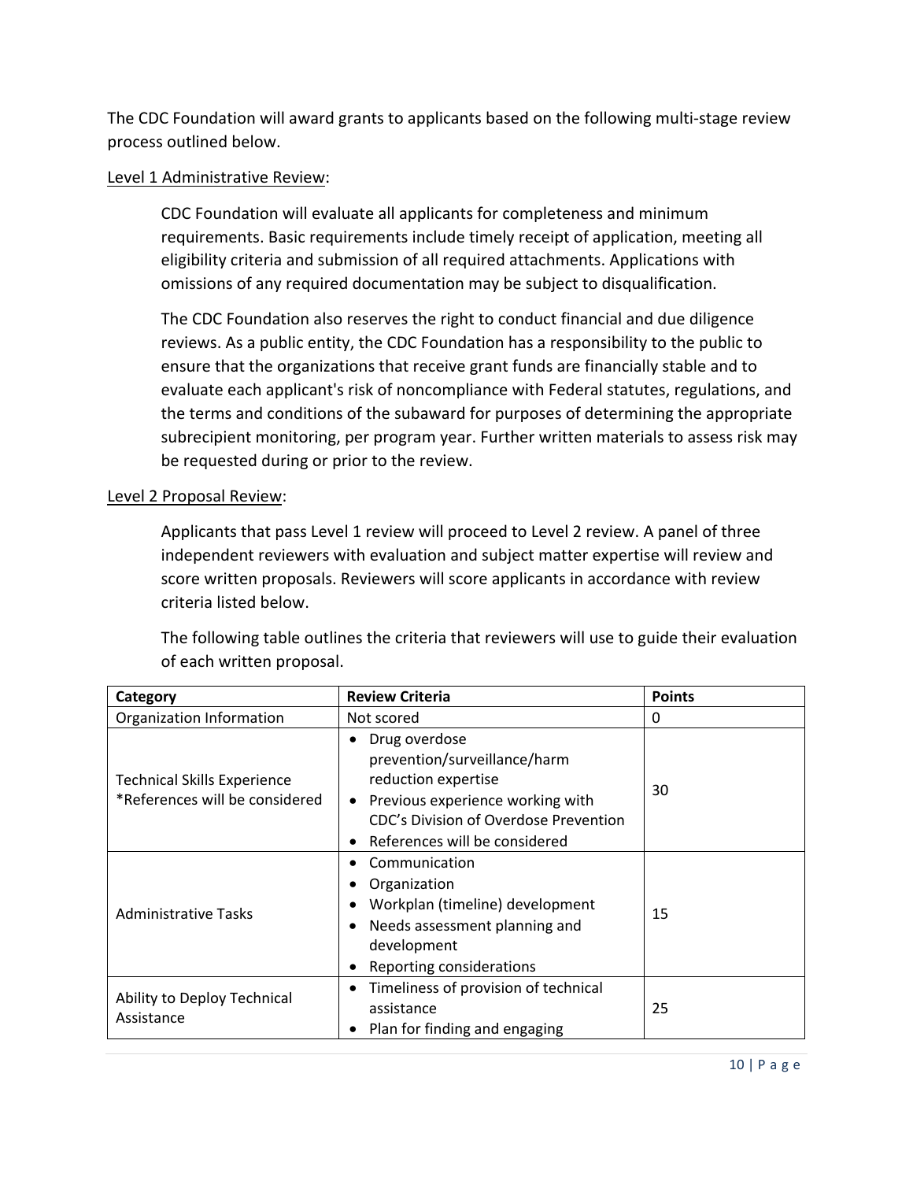The CDC Foundation will award grants to applicants based on the following multi-stage review process outlined below.

Level 1 Administrative Review:

CDC Foundation will evaluate all applicants for completeness and minimum requirements. Basic requirements include timely receipt of application, meeting all eligibility criteria and submission of all required attachments. Applications with omissions of any required documentation may be subject to disqualification.

The CDC Foundation also reserves the right to conduct financial and due diligence reviews. As a public entity, the CDC Foundation has a responsibility to the public to ensure that the organizations that receive grant funds are financially stable and to evaluate each applicant's risk of noncompliance with Federal statutes, regulations, and the terms and conditions of the subaward for purposes of determining the appropriate subrecipient monitoring, per program year. Further written materials to assess risk may be requested during or prior to the review.

Level 2 Proposal Review:

Applicants that pass Level 1 review will proceed to Level 2 review. A panel of three independent reviewers with evaluation and subject matter expertise will review and score written proposals. Reviewers will score applicants in accordance with review criteria listed below.

The following table outlines the criteria that reviewers will use to guide their evaluation of each written proposal.

| Category | Review Criteria | Points |
|---|---|---|
| Organization Information | Not scored | 0 |
| Technical Skills Experience *References will be considered | • Drug overdose prevention/surveillance/harm reduction expertise<br>• Previous experience working with CDC's Division of Overdose Prevention<br>• References will be considered | 30 |
| Administrative Tasks | • Communication<br>• Organization<br>• Workplan (timeline) development<br>• Needs assessment planning and development<br>• Reporting considerations | 15 |
| Ability to Deploy Technical Assistance | • Timeliness of provision of technical assistance<br>• Plan for finding and engaging | 25 |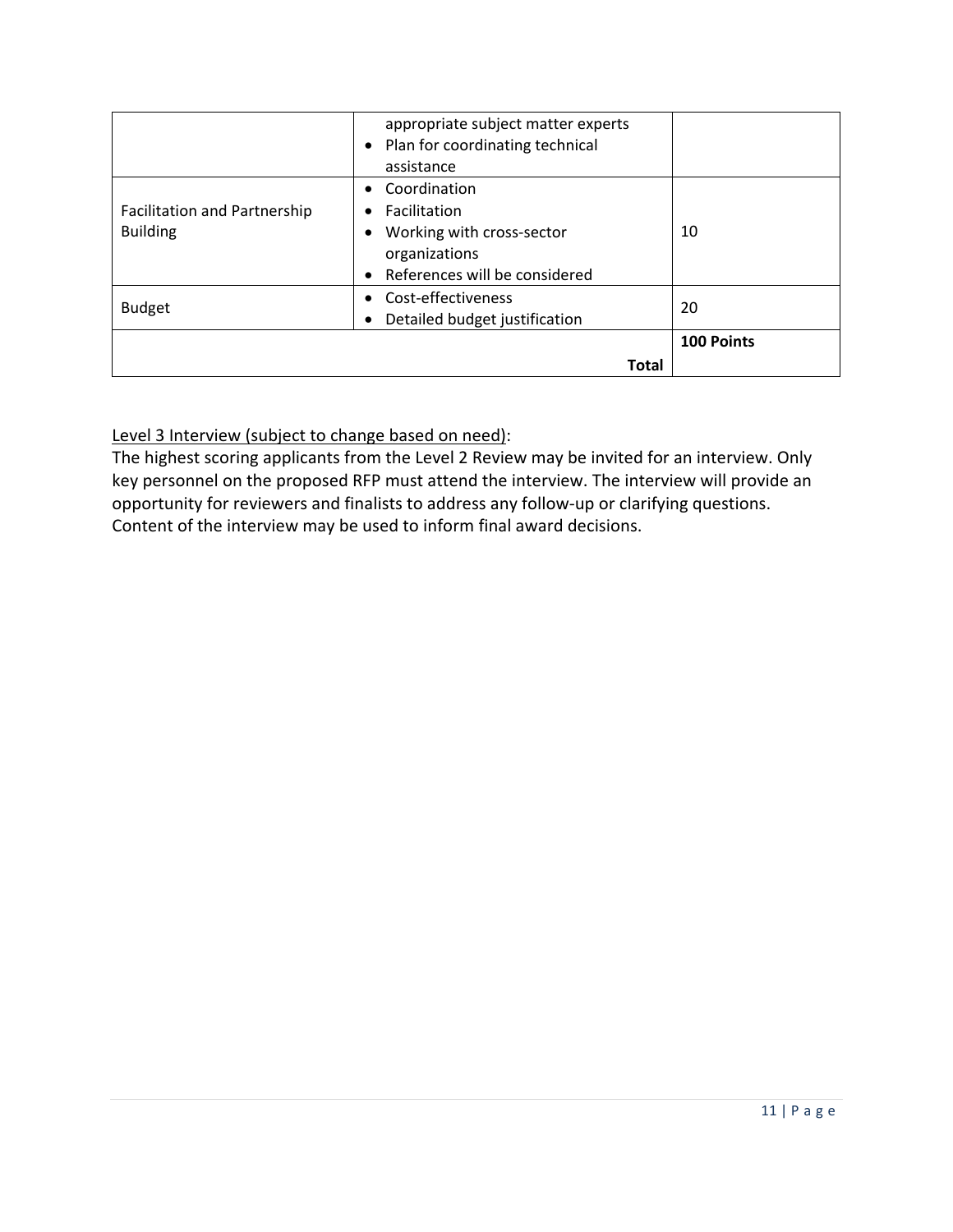| | | |
|---|---|---|
| | appropriate subject matter experts<br>• Plan for coordinating technical assistance | |
| Facilitation and Partnership Building | • Coordination<br>• Facilitation<br>• Working with cross-sector organizations<br>• References will be considered | 10 |
| Budget | • Cost-effectiveness<br>• Detailed budget justification | 20 |
| | **Total** | **100 Points** |

<u>Level 3 Interview (subject to change based on need)</u>:
The highest scoring applicants from the Level 2 Review may be invited for an interview. Only key personnel on the proposed RFP must attend the interview. The interview will provide an opportunity for reviewers and finalists to address any follow-up or clarifying questions. Content of the interview may be used to inform final award decisions.